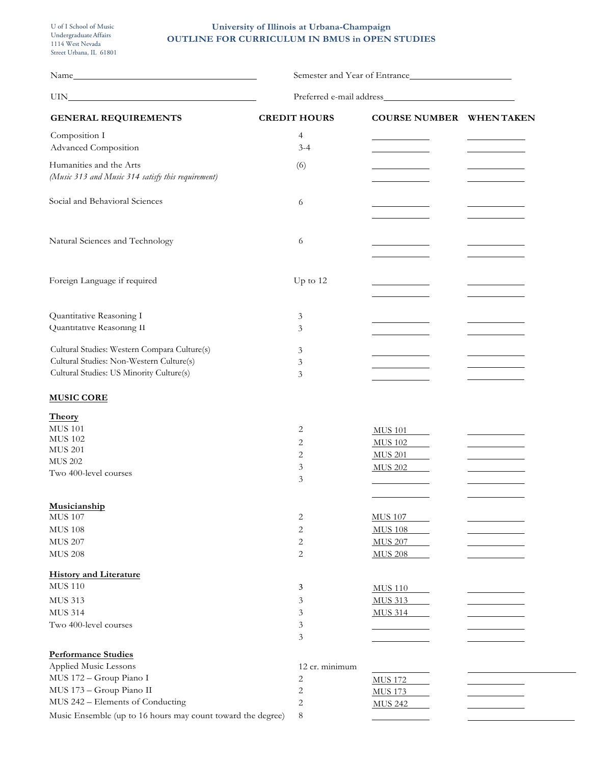U of I School of Music
Undergraduate Affairs
1114 West Nevada
Street Urbana, IL 61801

## University of Illinois at Urbana-Champaign
## OUTLINE FOR CURRICULUM IN BMUS in OPEN STUDIES

Name______________________________ Semester and Year of Entrance____________________

UIN______________________________ Preferred e-mail address____________________

| GENERAL REQUIREMENTS | CREDIT HOURS | COURSE NUMBER | WHEN TAKEN |
|---|---|---|---|
| Composition I | 4 | | |
| Advanced Composition | 3-4 | | |
| Humanities and the Arts *(Music 313 and Music 314 satisfy this requirement)* | (6) | | |
| Social and Behavioral Sciences | 6 | | |
| Natural Sciences and Technology | 6 | | |
| Foreign Language if required | Up to 12 | | |
| Quantitative Reasoning I | 3 | | |
| Quantitative Reasoning II | 3 | | |
| Cultural Studies: Western Compara Culture(s) | 3 | | |
| Cultural Studies: Non-Western Culture(s) | 3 | | |
| Cultural Studies: US Minority Culture(s) | 3 | | |

### MUSIC CORE

| | CREDIT HOURS | COURSE NUMBER | WHEN TAKEN |
|---|---|---|---|
| **Theory** | | | |
| MUS 101 | 2 | MUS 101 | |
| MUS 102 | 2 | MUS 102 | |
| MUS 201 | 2 | MUS 201 | |
| MUS 202 | 3 | MUS 202 | |
| Two 400-level courses | 3 | | |
| | 3 | | |
| **Musicianship** | | | |
| MUS 107 | 2 | MUS 107 | |
| MUS 108 | 2 | MUS 108 | |
| MUS 207 | 2 | MUS 207 | |
| MUS 208 | 2 | MUS 208 | |
| **History and Literature** | | | |
| MUS 110 | 3 | MUS 110 | |
| MUS 313 | 3 | MUS 313 | |
| MUS 314 | 3 | MUS 314 | |
| Two 400-level courses | 3 | | |
| | 3 | | |
| **Performance Studies** | | | |
| Applied Music Lessons | 12 cr. minimum | | |
| MUS 172 – Group Piano I | 2 | MUS 172 | |
| MUS 173 – Group Piano II | 2 | MUS 173 | |
| MUS 242 – Elements of Conducting | 2 | MUS 242 | |
| Music Ensemble (up to 16 hours may count toward the degree) | 8 | | |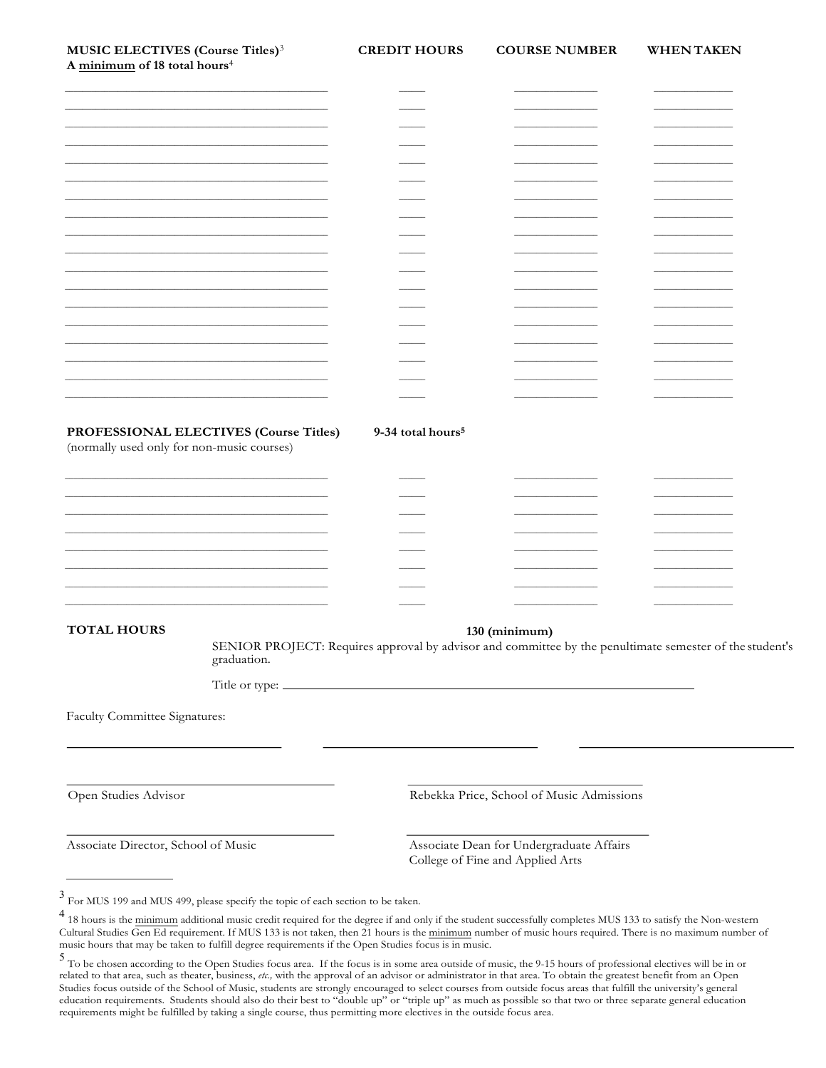| MUSIC ELECTIVES (Course Titles)[3] A minimum of 18 total hours[4] | CREDIT HOURS | COURSE NUMBER | WHEN TAKEN |
|---|---|---|---|
| | | | |
| | | | |
| | | | |
| | | | |
| | | | |
| | | | |
| | | | |
| | | | |
| | | | |
| | | | |
| | | | |
| | | | |
| | | | |
| | | | |
| | | | |
| | | | |
| | | | |
| | | | |

| PROFESSIONAL ELECTIVES (Course Titles) (normally used only for non-music courses) | 9-34 total hours[5] | | |
|---|---|---|---|
| | | | |
| | | | |
| | | | |
| | | | |
| | | | |
| | | | |
| | | | |
| | | | |

**TOTAL HOURS** **130 (minimum)**

SENIOR PROJECT: Requires approval by advisor and committee by the penultimate semester of the student's graduation.

Title or type: ____________________________________________

Faculty Committee Signatures:

______________________ ______________________ ______________________

______________________
Open Studies Advisor

______________________
Rebekka Price, School of Music Admissions

______________________
Associate Director, School of Music

______________________
Associate Dean for Undergraduate Affairs
College of Fine and Applied Arts

---

[3] For MUS 199 and MUS 499, please specify the topic of each section to be taken.

[4] 18 hours is the minimum additional music credit required for the degree if and only if the student successfully completes MUS 133 to satisfy the Non-western Cultural Studies Gen Ed requirement. If MUS 133 is not taken, then 21 hours is the minimum number of music hours required. There is no maximum number of music hours that may be taken to fulfill degree requirements if the Open Studies focus is in music.

[5] To be chosen according to the Open Studies focus area. If the focus is in some area outside of music, the 9-15 hours of professional electives will be in or related to that area, such as theater, business, *etc.,* with the approval of an advisor or administrator in that area. To obtain the greatest benefit from an Open Studies focus outside of the School of Music, students are strongly encouraged to select courses from outside focus areas that fulfill the university's general education requirements. Students should also do their best to "double up" or "triple up" as much as possible so that two or three separate general education requirements might be fulfilled by taking a single course, thus permitting more electives in the outside focus area.